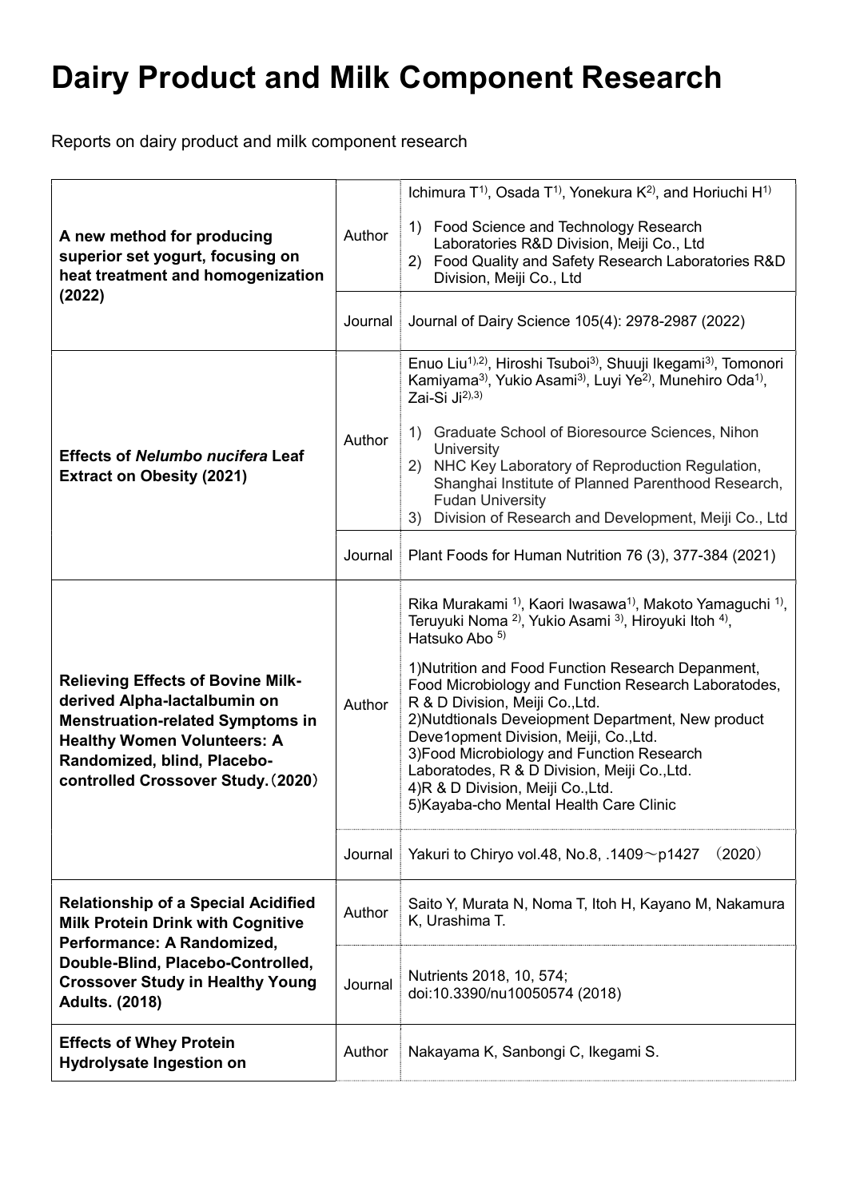# Dairy Product and Milk Component Research

Reports on dairy product and milk component research

| | | |
|---|---|---|
| **A new method for producing superior set yogurt, focusing on heat treatment and homogenization (2022)** | Author | Ichimura T[1], Osada T[1], Yonekura K[2], and Horiuchi H[1]<br><br>1) Food Science and Technology Research Laboratories R&D Division, Meiji Co., Ltd<br>2) Food Quality and Safety Research Laboratories R&D Division, Meiji Co., Ltd |
| | Journal | Journal of Dairy Science 105(4): 2978-2987 (2022) |
| **Effects of *Nelumbo nucifera* Leaf Extract on Obesity (2021)** | Author | Enuo Liu[1),2)], Hiroshi Tsuboi[3)], Shuuji Ikegami[3)], Tomonori Kamiyama[3)], Yukio Asami[3)], Luyi Ye[2)], Munehiro Oda[1)], Zai-Si Ji[2),3)]<br><br>1) Graduate School of Bioresource Sciences, Nihon University<br>2) NHC Key Laboratory of Reproduction Regulation, Shanghai Institute of Planned Parenthood Research, Fudan University<br>3) Division of Research and Development, Meiji Co., Ltd |
| | Journal | Plant Foods for Human Nutrition 76 (3), 377-384 (2021) |
| **Relieving Effects of Bovine Milk-derived Alpha-lactalbumin on Menstruation-related Symptoms in Healthy Women Volunteers: A Randomized, blind, Placebo-controlled Crossover Study.（2020）** | Author | Rika Murakami [1)], Kaori Iwasawa[1)], Makoto Yamaguchi [1)], Teruyuki Noma [2)], Yukio Asami [3)], Hiroyuki Itoh [4)], Hatsuko Abo [5)]<br><br>1)Nutrition and Food Function Research Depanment, Food Microbiology and Function Research Laboratodes, R & D Division, Meiji Co.,Ltd.<br>2)Nutdtionals Deveiopment Department, New product Deve1opment Division, Meiji, Co.,Ltd.<br>3)Food Microbiology and Function Research Laboratodes, R & D Division, Meiji Co.,Ltd.<br>4)R & D Division, Meiji Co.,Ltd.<br>5)Kayaba-cho Mental Health Care Clinic |
| | Journal | Yakuri to Chiryo vol.48, No.8, .1409～p1427　(2020) |
| **Relationship of a Special Acidified Milk Protein Drink with Cognitive Performance: A Randomized, Double-Blind, Placebo-Controlled, Crossover Study in Healthy Young Adults. (2018)** | Author | Saito Y, Murata N, Noma T, Itoh H, Kayano M, Nakamura K, Urashima T. |
| | Journal | Nutrients 2018, 10, 574; doi:10.3390/nu10050574 (2018) |
| **Effects of Whey Protein Hydrolysate Ingestion on** | Author | Nakayama K, Sanbongi C, Ikegami S. |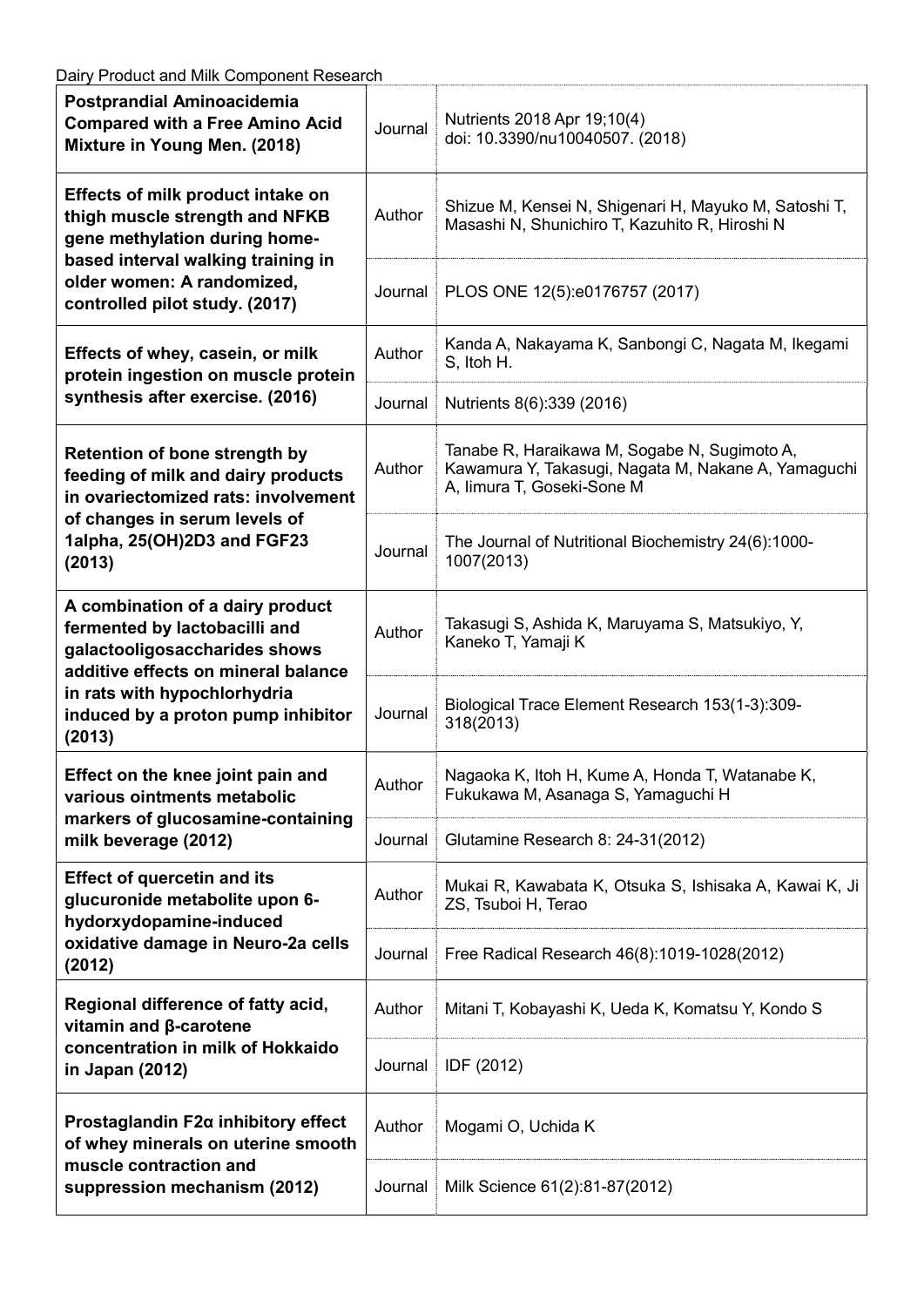Dairy Product and Milk Component Research

| | | |
|---|---|---|
| **Postprandial Aminoacidemia Compared with a Free Amino Acid Mixture in Young Men. (2018)** | Journal | Nutrients 2018 Apr 19;10(4) doi: 10.3390/nu10040507. (2018) |
| **Effects of milk product intake on thigh muscle strength and NFKB gene methylation during home-based interval walking training in older women: A randomized, controlled pilot study. (2017)** | Author | Shizue M, Kensei N, Shigenari H, Mayuko M, Satoshi T, Masashi N, Shunichiro T, Kazuhito R, Hiroshi N |
| | Journal | PLOS ONE 12(5):e0176757 (2017) |
| **Effects of whey, casein, or milk protein ingestion on muscle protein synthesis after exercise. (2016)** | Author | Kanda A, Nakayama K, Sanbongi C, Nagata M, Ikegami S, Itoh H. |
| | Journal | Nutrients 8(6):339 (2016) |
| **Retention of bone strength by feeding of milk and dairy products in ovariectomized rats: involvement of changes in serum levels of 1alpha, 25(OH)2D3 and FGF23 (2013)** | Author | Tanabe R, Haraikawa M, Sogabe N, Sugimoto A, Kawamura Y, Takasugi, Nagata M, Nakane A, Yamaguchi A, Iimura T, Goseki-Sone M |
| | Journal | The Journal of Nutritional Biochemistry 24(6):1000-1007(2013) |
| **A combination of a dairy product fermented by lactobacilli and galactooligosaccharides shows additive effects on mineral balance in rats with hypochlorhydria induced by a proton pump inhibitor (2013)** | Author | Takasugi S, Ashida K, Maruyama S, Matsukiyo, Y, Kaneko T, Yamaji K |
| | Journal | Biological Trace Element Research 153(1-3):309-318(2013) |
| **Effect on the knee joint pain and various ointments metabolic markers of glucosamine-containing milk beverage (2012)** | Author | Nagaoka K, Itoh H, Kume A, Honda T, Watanabe K, Fukukawa M, Asanaga S, Yamaguchi H |
| | Journal | Glutamine Research 8: 24-31(2012) |
| **Effect of quercetin and its glucuronide metabolite upon 6-hydorxydopamine-induced oxidative damage in Neuro-2a cells (2012)** | Author | Mukai R, Kawabata K, Otsuka S, Ishisaka A, Kawai K, Ji ZS, Tsuboi H, Terao |
| | Journal | Free Radical Research 46(8):1019-1028(2012) |
| **Regional difference of fatty acid, vitamin and β-carotene concentration in milk of Hokkaido in Japan (2012)** | Author | Mitani T, Kobayashi K, Ueda K, Komatsu Y, Kondo S |
| | Journal | IDF (2012) |
| **Prostaglandin F2α inhibitory effect of whey minerals on uterine smooth muscle contraction and suppression mechanism (2012)** | Author | Mogami O, Uchida K |
| | Journal | Milk Science 61(2):81-87(2012) |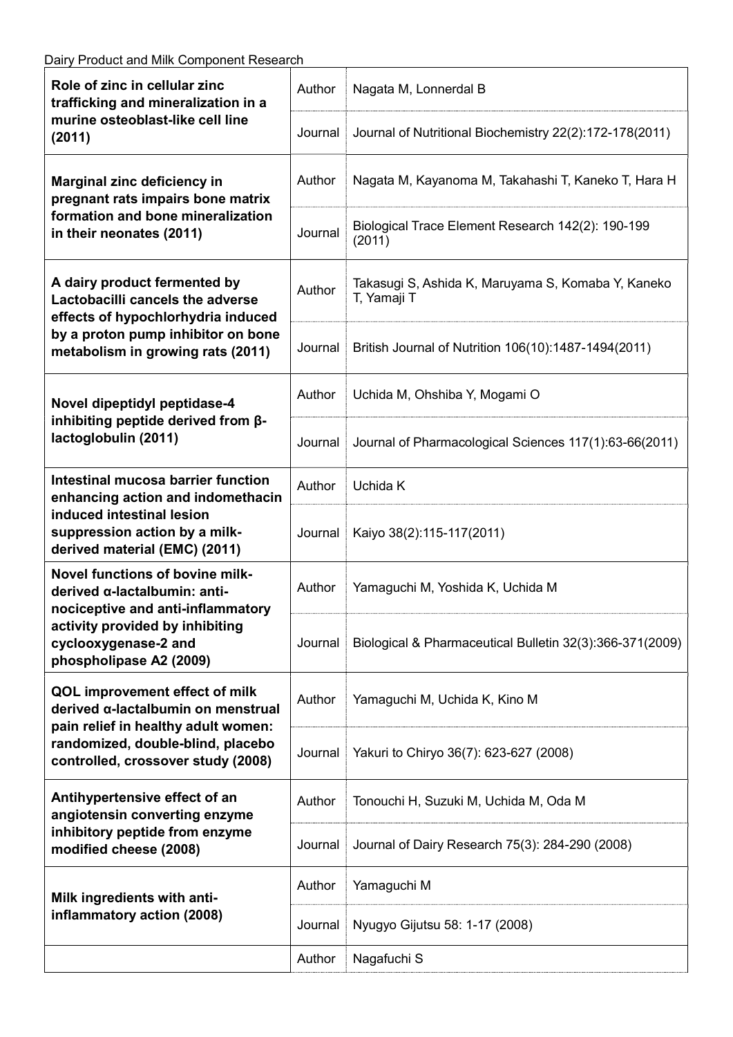Dairy Product and Milk Component Research

| Title | | |
|---|---|---|
| **Role of zinc in cellular zinc trafficking and mineralization in a murine osteoblast-like cell line (2011)** | Author | Nagata M, Lonnerdal B |
| | Journal | Journal of Nutritional Biochemistry 22(2):172-178(2011) |
| **Marginal zinc deficiency in pregnant rats impairs bone matrix formation and bone mineralization in their neonates (2011)** | Author | Nagata M, Kayanoma M, Takahashi T, Kaneko T, Hara H |
| | Journal | Biological Trace Element Research 142(2): 190-199 (2011) |
| **A dairy product fermented by Lactobacilli cancels the adverse effects of hypochlorhydria induced by a proton pump inhibitor on bone metabolism in growing rats (2011)** | Author | Takasugi S, Ashida K, Maruyama S, Komaba Y, Kaneko T, Yamaji T |
| | Journal | British Journal of Nutrition 106(10):1487-1494(2011) |
| **Novel dipeptidyl peptidase-4 inhibiting peptide derived from β-lactoglobulin (2011)** | Author | Uchida M, Ohshiba Y, Mogami O |
| | Journal | Journal of Pharmacological Sciences 117(1):63-66(2011) |
| **Intestinal mucosa barrier function enhancing action and indomethacin induced intestinal lesion suppression action by a milk-derived material (EMC) (2011)** | Author | Uchida K |
| | Journal | Kaiyo 38(2):115-117(2011) |
| **Novel functions of bovine milk-derived α-lactalbumin: anti-nociceptive and anti-inflammatory activity provided by inhibiting cyclooxygenase-2 and phospholipase A2 (2009)** | Author | Yamaguchi M, Yoshida K, Uchida M |
| | Journal | Biological & Pharmaceutical Bulletin 32(3):366-371(2009) |
| **QOL improvement effect of milk derived α-lactalbumin on menstrual pain relief in healthy adult women: randomized, double-blind, placebo controlled, crossover study (2008)** | Author | Yamaguchi M, Uchida K, Kino M |
| | Journal | Yakuri to Chiryo 36(7): 623-627 (2008) |
| **Antihypertensive effect of an angiotensin converting enzyme inhibitory peptide from enzyme modified cheese (2008)** | Author | Tonouchi H, Suzuki M, Uchida M, Oda M |
| | Journal | Journal of Dairy Research 75(3): 284-290 (2008) |
| **Milk ingredients with anti-inflammatory action (2008)** | Author | Yamaguchi M |
| | Journal | Nyugyo Gijutsu 58: 1-17 (2008) |
| | Author | Nagafuchi S |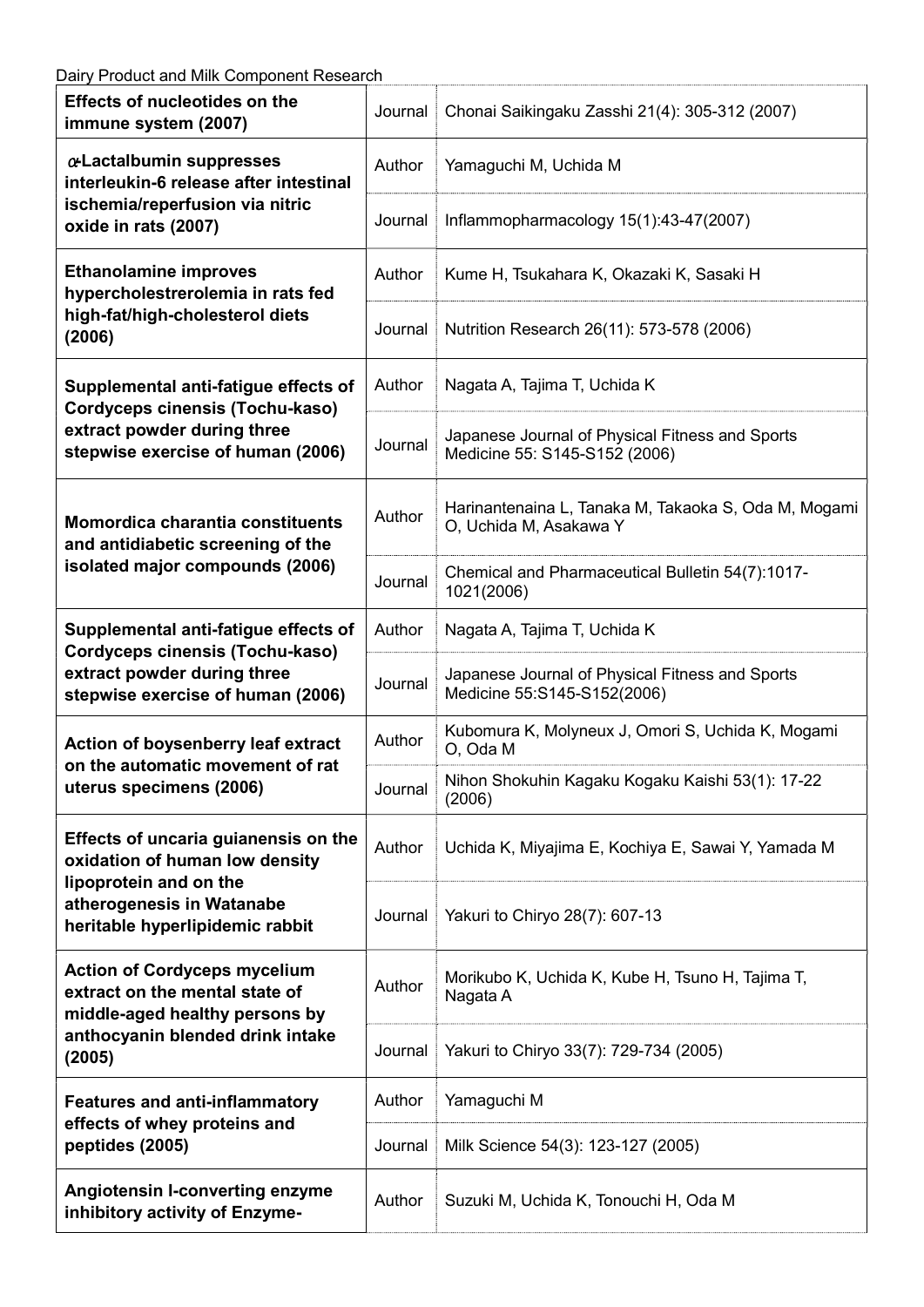Dairy Product and Milk Component Research

| | | |
|---|---|---|
| **Effects of nucleotides on the immune system (2007)** | Journal | Chonai Saikingaku Zasshi 21(4): 305-312 (2007) |
| **α-Lactalbumin suppresses interleukin-6 release after intestinal ischemia/reperfusion via nitric oxide in rats (2007)** | Author | Yamaguchi M, Uchida M |
| | Journal | Inflammopharmacology 15(1):43-47(2007) |
| **Ethanolamine improves hypercholestrerolemia in rats fed high-fat/high-cholesterol diets (2006)** | Author | Kume H, Tsukahara K, Okazaki K, Sasaki H |
| | Journal | Nutrition Research 26(11): 573-578 (2006) |
| **Supplemental anti-fatigue effects of Cordyceps cinensis (Tochu-kaso) extract powder during three stepwise exercise of human (2006)** | Author | Nagata A, Tajima T, Uchida K |
| | Journal | Japanese Journal of Physical Fitness and Sports Medicine 55: S145-S152 (2006) |
| **Momordica charantia constituents and antidiabetic screening of the isolated major compounds (2006)** | Author | Harinantenaina L, Tanaka M, Takaoka S, Oda M, Mogami O, Uchida M, Asakawa Y |
| | Journal | Chemical and Pharmaceutical Bulletin 54(7):1017-1021(2006) |
| **Supplemental anti-fatigue effects of Cordyceps cinensis (Tochu-kaso) extract powder during three stepwise exercise of human (2006)** | Author | Nagata A, Tajima T, Uchida K |
| | Journal | Japanese Journal of Physical Fitness and Sports Medicine 55:S145-S152(2006) |
| **Action of boysenberry leaf extract on the automatic movement of rat uterus specimens (2006)** | Author | Kubomura K, Molyneux J, Omori S, Uchida K, Mogami O, Oda M |
| | Journal | Nihon Shokuhin Kagaku Kogaku Kaishi 53(1): 17-22 (2006) |
| **Effects of uncaria guianensis on the oxidation of human low density lipoprotein and on the atherogenesis in Watanabe heritable hyperlipidemic rabbit** | Author | Uchida K, Miyajima E, Kochiya E, Sawai Y, Yamada M |
| | Journal | Yakuri to Chiryo 28(7): 607-13 |
| **Action of Cordyceps mycelium extract on the mental state of middle-aged healthy persons by anthocyanin blended drink intake (2005)** | Author | Morikubo K, Uchida K, Kube H, Tsuno H, Tajima T, Nagata A |
| | Journal | Yakuri to Chiryo 33(7): 729-734 (2005) |
| **Features and anti-inflammatory effects of whey proteins and peptides (2005)** | Author | Yamaguchi M |
| | Journal | Milk Science 54(3): 123-127 (2005) |
| **Angiotensin I-converting enzyme inhibitory activity of Enzyme-** | Author | Suzuki M, Uchida K, Tonouchi H, Oda M |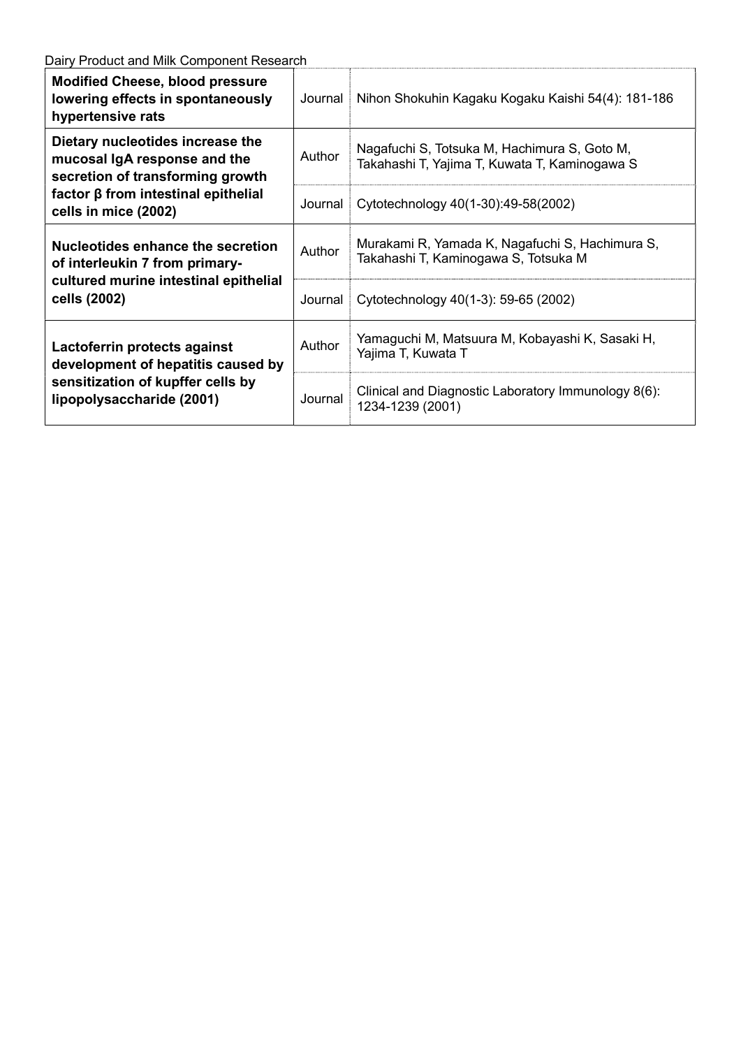Dairy Product and Milk Component Research

| | | |
|---|---|---|
| **Modified Cheese, blood pressure lowering effects in spontaneously hypertensive rats** | Journal | Nihon Shokuhin Kagaku Kogaku Kaishi 54(4): 181-186 |
| **Dietary nucleotides increase the mucosal IgA response and the secretion of transforming growth factor β from intestinal epithelial cells in mice (2002)** | Author | Nagafuchi S, Totsuka M, Hachimura S, Goto M, Takahashi T, Yajima T, Kuwata T, Kaminogawa S |
| | Journal | Cytotechnology 40(1-30):49-58(2002) |
| **Nucleotides enhance the secretion of interleukin 7 from primary-cultured murine intestinal epithelial cells (2002)** | Author | Murakami R, Yamada K, Nagafuchi S, Hachimura S, Takahashi T, Kaminogawa S, Totsuka M |
| | Journal | Cytotechnology 40(1-3): 59-65 (2002) |
| **Lactoferrin protects against development of hepatitis caused by sensitization of kupffer cells by lipopolysaccharide (2001)** | Author | Yamaguchi M, Matsuura M, Kobayashi K, Sasaki H, Yajima T, Kuwata T |
| | Journal | Clinical and Diagnostic Laboratory Immunology 8(6): 1234-1239 (2001) |